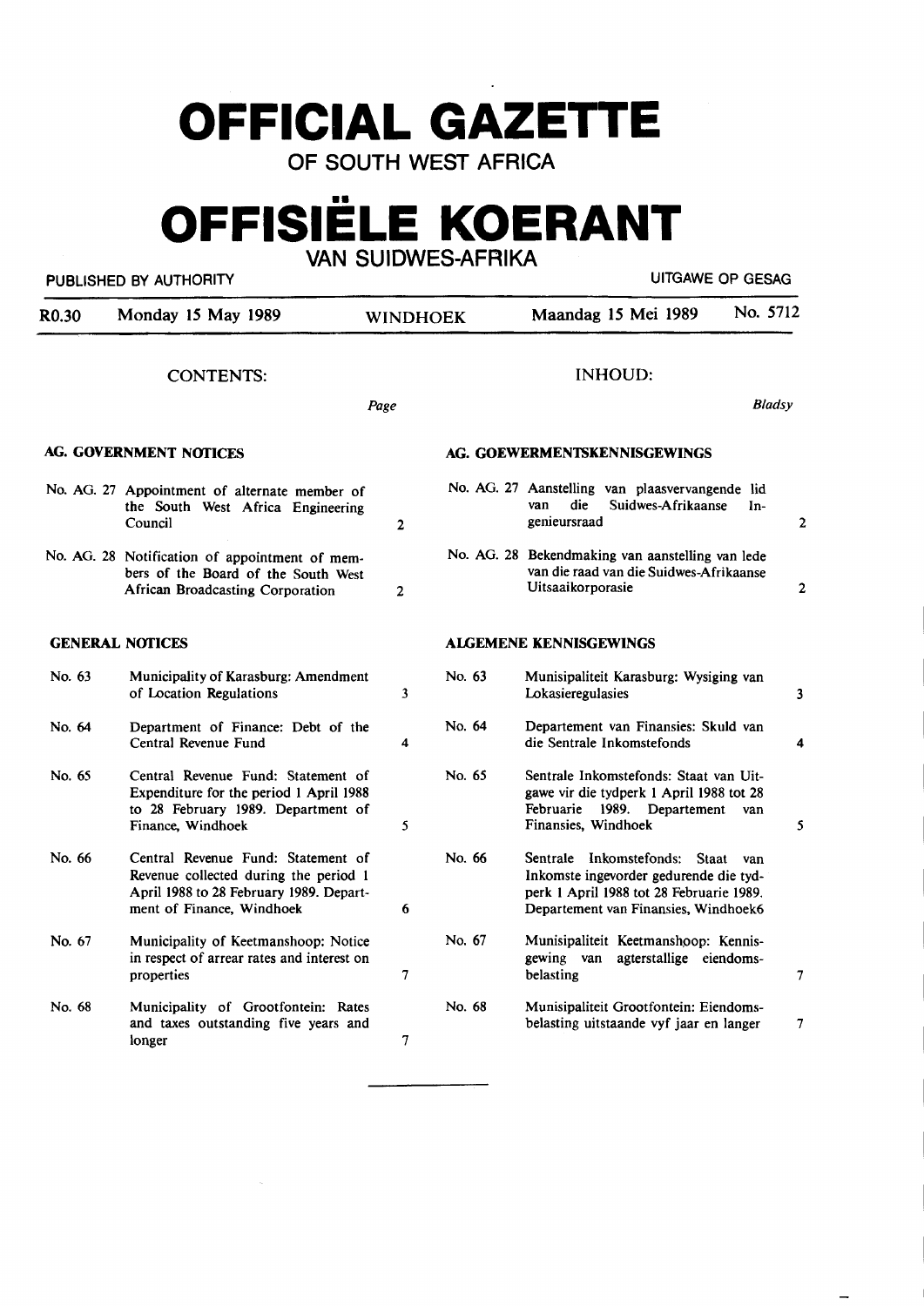# OFFICIAL GAZETTE

## OF SOUTH WEST AFRICA

# OFFISIËLE KOERANT

## VAN SUIDWES-AFRIKA

PUBLISHED BY AUTHORITY — UITGAWE OP GESAG

R0.30 | Monday 15 May 1989 | WINDHOEK | Maandag 15 Mei 1989 | No. 5712

## CONTENTS:

| | | Page |
|---|---|---|
| **AG. GOVERNMENT NOTICES** | | |
| No. AG. 27 | Appointment of alternate member of the South West Africa Engineering Council | 2 |
| No. AG. 28 | Notification of appointment of members of the Board of the South West African Broadcasting Corporation | 2 |
| **GENERAL NOTICES** | | |
| No. 63 | Municipality of Karasburg: Amendment of Location Regulations | 3 |
| No. 64 | Department of Finance: Debt of the Central Revenue Fund | 4 |
| No. 65 | Central Revenue Fund: Statement of Expenditure for the period 1 April 1988 to 28 February 1989. Department of Finance, Windhoek | 5 |
| No. 66 | Central Revenue Fund: Statement of Revenue collected during the period 1 April 1988 to 28 February 1989. Department of Finance, Windhoek | 6 |
| No. 67 | Municipality of Keetmanshoop: Notice in respect of arrear rates and interest on properties | 7 |
| No. 68 | Municipality of Grootfontein: Rates and taxes outstanding five years and longer | 7 |

## INHOUD:

| | | Bladsy |
|---|---|---|
| **AG. GOEWERMENTSKENNISGEWINGS** | | |
| No. AG. 27 | Aanstelling van plaasvervangende lid van die Suidwes-Afrikaanse Ingenieursraad | 2 |
| No. AG. 28 | Bekendmaking van aanstelling van lede van die raad van die Suidwes-Afrikaanse Uitsaaikorporasie | 2 |
| **ALGEMENE KENNISGEWINGS** | | |
| No. 63 | Munisipaliteit Karasburg: Wysiging van Lokasieregulasies | 3 |
| No. 64 | Departement van Finansies: Skuld van die Sentrale Inkomstefonds | 4 |
| No. 65 | Sentrale Inkomstefonds: Staat van Uitgawe vir die tydperk 1 April 1988 tot 28 Februarie 1989. Departement van Finansies, Windhoek | 5 |
| No. 66 | Sentrale Inkomstefonds: Staat van Inkomste ingevorder gedurende die tydperk 1 April 1988 tot 28 Februarie 1989. Departement van Finansies, Windhoek | 6 |
| No. 67 | Munisipaliteit Keetmanshoop: Kennisgewing van agterstallige eiendomsbelasting | 7 |
| No. 68 | Munisipaliteit Grootfontein: Eiendomsbelasting uitstaande vyf jaar en langer | 7 |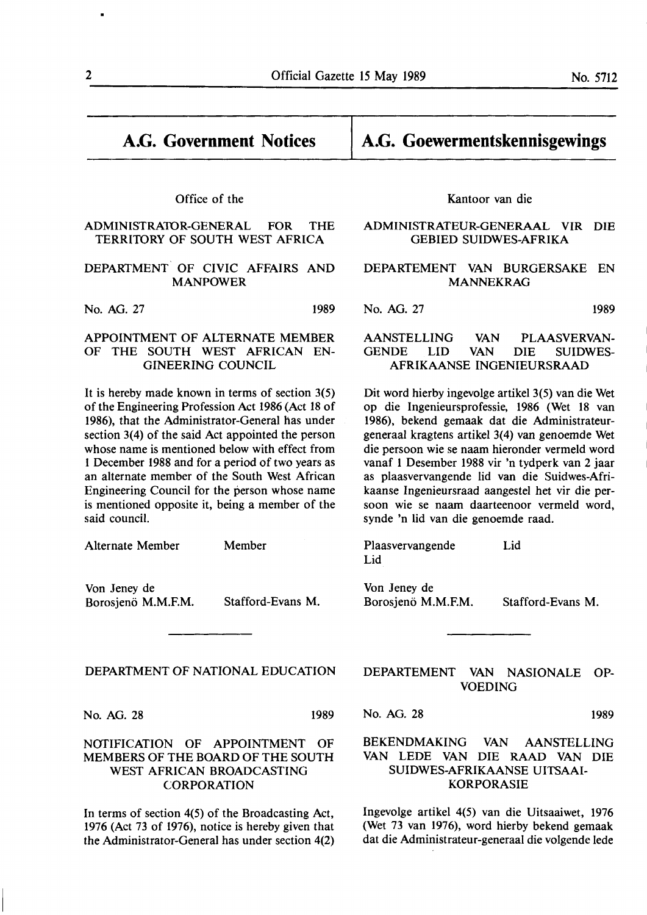# A.G. Government Notices

Office of the

ADMINISTRATOR-GENERAL FOR THE TERRITORY OF SOUTH WEST AFRICA

DEPARTMENT OF CIVIC AFFAIRS AND MANPOWER

No. AG. 27 1989

## APPOINTMENT OF ALTERNATE MEMBER OF THE SOUTH WEST AFRICAN ENGINEERING COUNCIL

It is hereby made known in terms of section 3(5) of the Engineering Profession Act 1986 (Act 18 of 1986), that the Administrator-General has under section 3(4) of the said Act appointed the person whose name is mentioned below with effect from 1 December 1988 and for a period of two years as an alternate member of the South West African Engineering Council for the person whose name is mentioned opposite it, being a member of the said council.

| Alternate Member | Member |
| --- | --- |
| Von Jeney de Borosjenö M.M.F.M. | Stafford-Evans M. |

---

DEPARTMENT OF NATIONAL EDUCATION

No. AG. 28 1989

## NOTIFICATION OF APPOINTMENT OF MEMBERS OF THE BOARD OF THE SOUTH WEST AFRICAN BROADCASTING CORPORATION

In terms of section 4(5) of the Broadcasting Act, 1976 (Act 73 of 1976), notice is hereby given that the Administrator-General has under section 4(2)

# A.G. Goewermentskennisgewings

Kantoor van die

ADMINISTRATEUR-GENERAAL VIR DIE GEBIED SUIDWES-AFRIKA

DEPARTEMENT VAN BURGERSAKE EN MANNEKRAG

No. AG. 27 1989

## AANSTELLING VAN PLAASVERVANGENDE LID VAN DIE SUIDWES-AFRIKAANSE INGENIEURSRAAD

Dit word hierby ingevolge artikel 3(5) van die Wet op die Ingenieursprofessie, 1986 (Wet 18 van 1986), bekend gemaak dat die Administrateur-generaal kragtens artikel 3(4) van genoemde Wet die persoon wie se naam hieronder vermeld word vanaf 1 Desember 1988 vir 'n tydperk van 2 jaar as plaasvervangende lid van die Suidwes-Afrikaanse Ingenieursraad aangestel het vir die persoon wie se naam daarteenoor vermeld word, synde 'n lid van die genoemde raad.

| Plaasvervangende Lid | Lid |
| --- | --- |
| Von Jeney de Borosjenö M.M.F.M. | Stafford-Evans M. |

---

DEPARTEMENT VAN NASIONALE OPVOEDING

No. AG. 28 1989

## BEKENDMAKING VAN AANSTELLING VAN LEDE VAN DIE RAAD VAN DIE SUIDWES-AFRIKAANSE UITSAAIKORPORASIE

Ingevolge artikel 4(5) van die Uitsaaiwet, 1976 (Wet 73 van 1976), word hierby bekend gemaak dat die Administrateur-generaal die volgende lede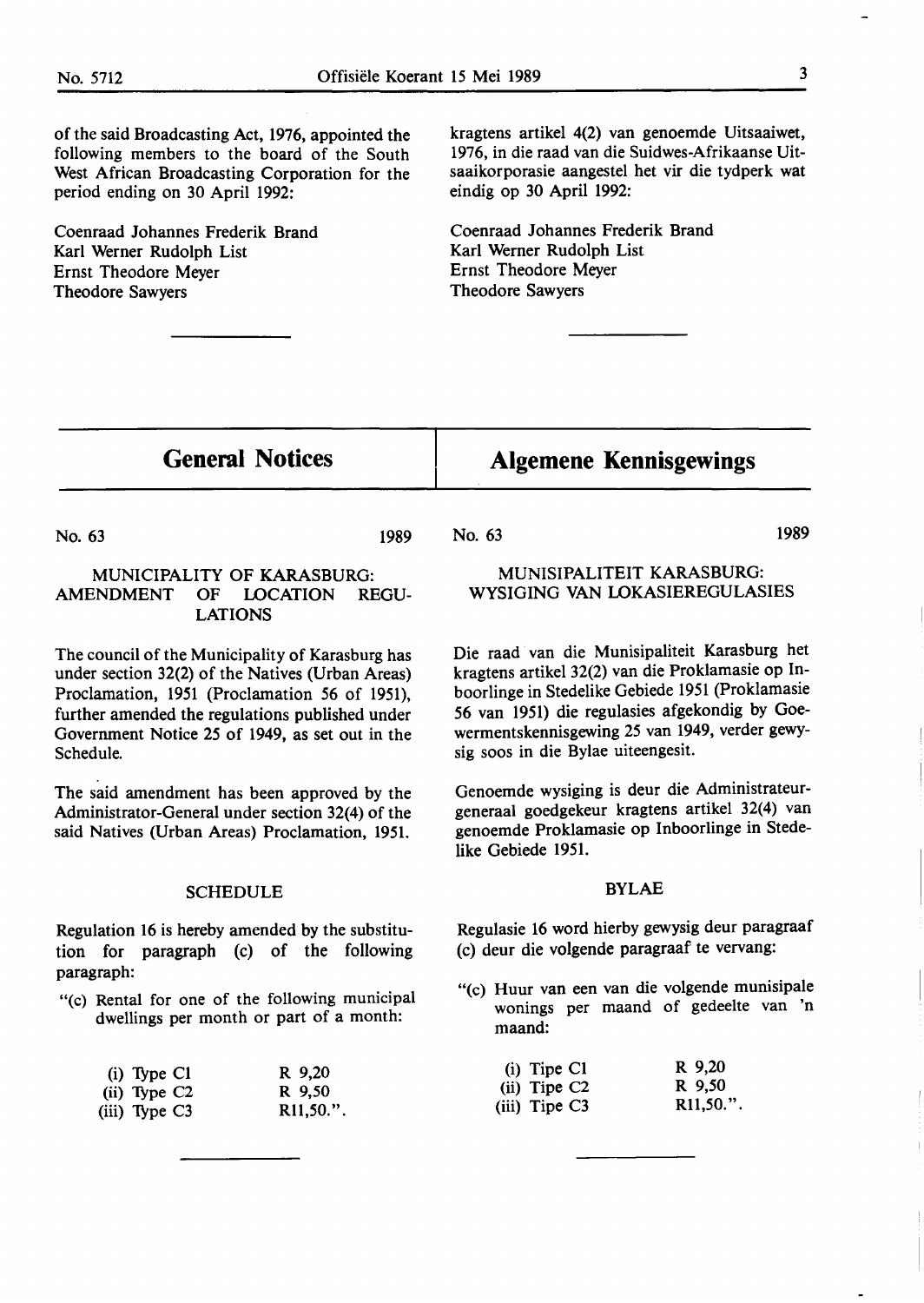of the said Broadcasting Act, 1976, appointed the following members to the board of the South West African Broadcasting Corporation for the period ending on 30 April 1992:

Coenraad Johannes Frederik Brand
Karl Werner Rudolph List
Ernst Theodore Meyer
Theodore Sawyers

kragtens artikel 4(2) van genoemde Uitsaaiwet, 1976, in die raad van die Suidwes-Afrikaanse Uitsaaikorporasie aangestel het vir die tydperk wat eindig op 30 April 1992:

Coenraad Johannes Frederik Brand
Karl Werner Rudolph List
Ernst Theodore Meyer
Theodore Sawyers

---

## General Notices

No. 63 1989

### MUNICIPALITY OF KARASBURG: AMENDMENT OF LOCATION REGULATIONS

The council of the Municipality of Karasburg has under section 32(2) of the Natives (Urban Areas) Proclamation, 1951 (Proclamation 56 of 1951), further amended the regulations published under Government Notice 25 of 1949, as set out in the Schedule.

The said amendment has been approved by the Administrator-General under section 32(4) of the said Natives (Urban Areas) Proclamation, 1951.

#### SCHEDULE

Regulation 16 is hereby amended by the substitution for paragraph (c) of the following paragraph:

"(c) Rental for one of the following municipal dwellings per month or part of a month:

| | |
|---|---|
| (i) Type C1 | R 9,20 |
| (ii) Type C2 | R 9,50 |
| (iii) Type C3 | R11,50.". |

---

## Algemene Kennisgewings

No. 63 1989

### MUNISIPALITEIT KARASBURG: WYSIGING VAN LOKASIEREGULASIES

Die raad van die Munisipaliteit Karasburg het kragtens artikel 32(2) van die Proklamasie op Inboorlinge in Stedelike Gebiede 1951 (Proklamasie 56 van 1951) die regulasies afgekondig by Goewermentskennisgewing 25 van 1949, verder gewysig soos in die Bylae uiteengesit.

Genoemde wysiging is deur die Administrateur-generaal goedgekeur kragtens artikel 32(4) van genoemde Proklamasie op Inboorlinge in Stedelike Gebiede 1951.

#### BYLAE

Regulasie 16 word hierby gewysig deur paragraaf (c) deur die volgende paragraaf te vervang:

"(c) Huur van een van die volgende munisipale wonings per maand of gedeelte van 'n maand:

| | |
|---|---|
| (i) Tipe C1 | R 9,20 |
| (ii) Tipe C2 | R 9,50 |
| (iii) Tipe C3 | R11,50.". |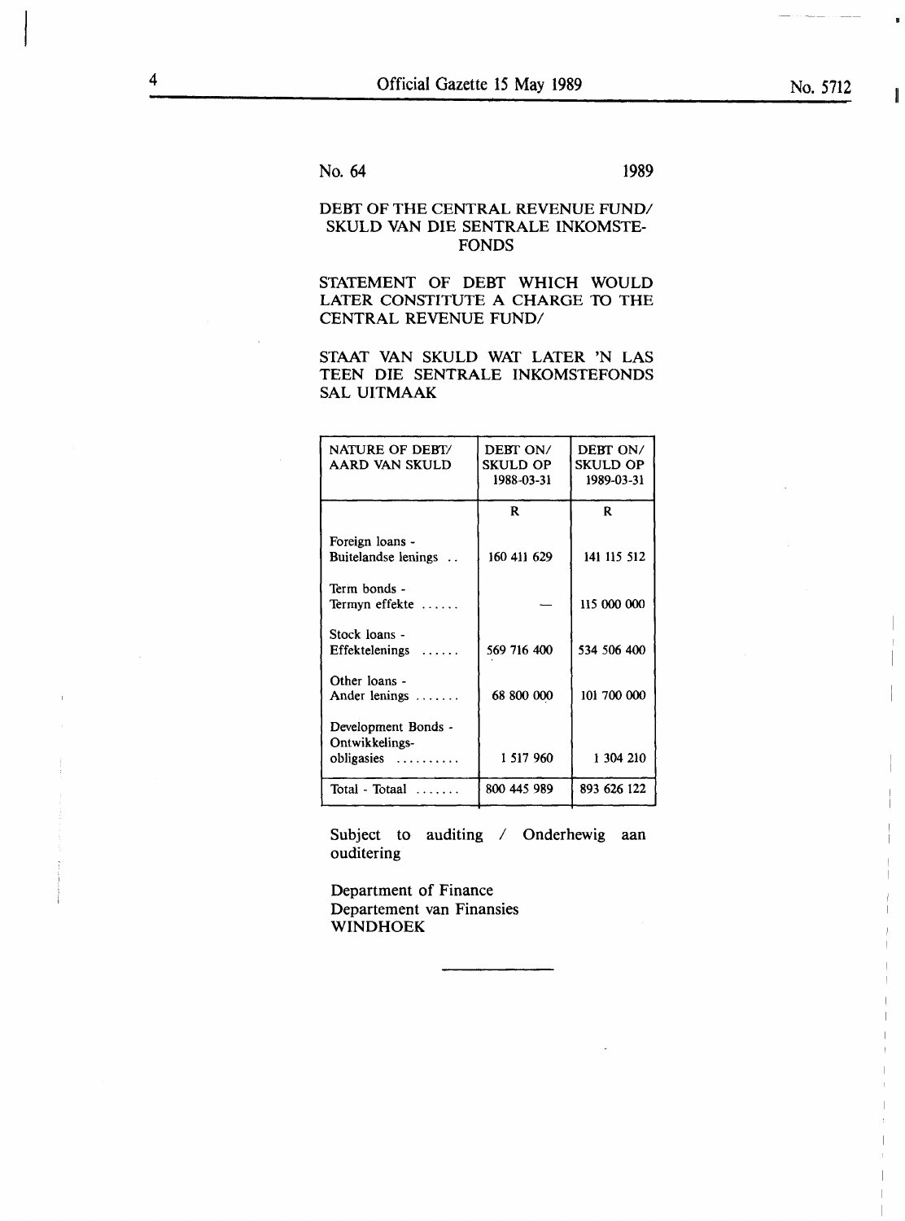No. 64 1989

## DEBT OF THE CENTRAL REVENUE FUND/ SKULD VAN DIE SENTRALE INKOMSTE-FONDS

STATEMENT OF DEBT WHICH WOULD LATER CONSTITUTE A CHARGE TO THE CENTRAL REVENUE FUND/

STAAT VAN SKULD WAT LATER 'N LAS TEEN DIE SENTRALE INKOMSTEFONDS SAL UITMAAK

| NATURE OF DEBT/ AARD VAN SKULD | DEBT ON/ SKULD OP 1988-03-31 | DEBT ON/ SKULD OP 1989-03-31 |
|---|---|---|
| | R | R |
| Foreign loans - Buitelandse lenings .. | 160 411 629 | 141 115 512 |
| Term bonds - Termyn effekte ...... | — | 115 000 000 |
| Stock loans - Effektelenings ...... | 569 716 400 | 534 506 400 |
| Other loans - Ander lenings ....... | 68 800 000 | 101 700 000 |
| Development Bonds - Ontwikkelings-obligasies .......... | 1 517 960 | 1 304 210 |
| Total - Totaal ....... | 800 445 989 | 893 626 122 |

Subject to auditing / Onderhewig aan ouditering

Department of Finance
Departement van Finansies
WINDHOEK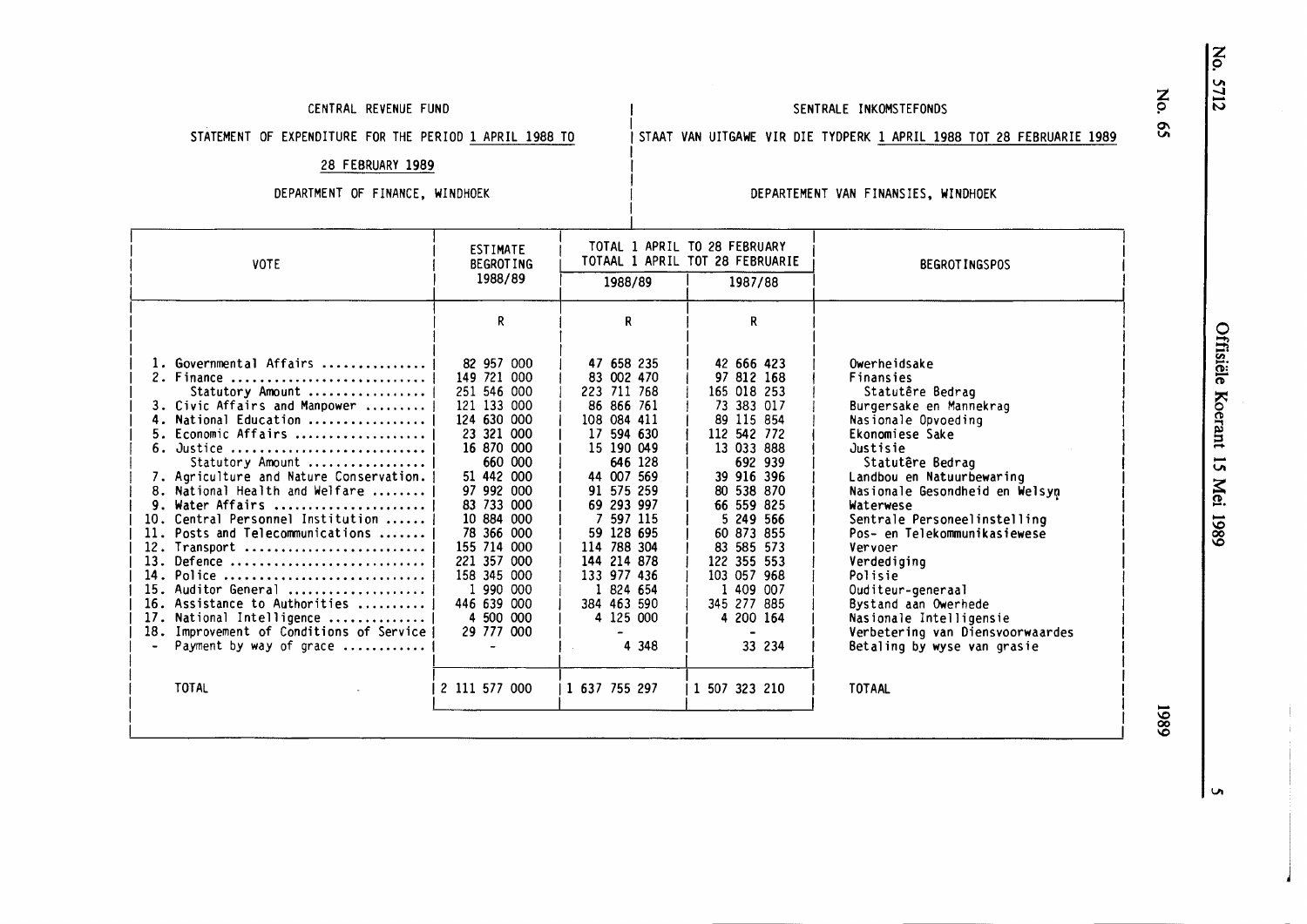CENTRAL REVENUE FUND

STATEMENT OF EXPENDITURE FOR THE PERIOD 1 APRIL 1988 TO 28 FEBRUARY 1989

DEPARTMENT OF FINANCE, WINDHOEK

SENTRALE INKOMSTEFONDS

STAAT VAN UITGAWE VIR DIE TYDPERK 1 APRIL 1988 TOT 28 FEBRUARIE 1989

DEPARTEMENT VAN FINANSIES, WINDHOEK

| VOTE | ESTIMATE BEGROTING 1988/89 | TOTAL 1 APRIL TO 28 FEBRUARY TOTAAL 1 APRIL TOT 28 FEBRUARIE | | BEGROTINGSPOS |
|---|---|---|---|---|
| | | 1988/89 | 1987/88 | |
| | R | R | R | |
| 1. Governmental Affairs | 82 957 000 | 47 658 235 | 42 666 423 | Owerheidsake |
| 2. Finance | 149 721 000 | 83 002 470 | 97 812 168 | Finansies |
| Statutory Amount | 251 546 000 | 223 711 768 | 165 018 253 | Statutêre Bedrag |
| 3. Civic Affairs and Manpower | 121 133 000 | 86 866 761 | 73 383 017 | Burgersake en Mannekrag |
| 4. National Education | 124 630 000 | 108 084 411 | 89 115 854 | Nasionale Opvoeding |
| 5. Economic Affairs | 23 321 000 | 17 594 630 | 112 542 772 | Ekonomiese Sake |
| 6. Justice | 16 870 000 | 15 190 049 | 13 033 888 | Justisie |
| Statutory Amount | 660 000 | 646 128 | 692 939 | Statutêre Bedrag |
| 7. Agriculture and Nature Conservation | 51 442 000 | 44 007 569 | 39 916 396 | Landbou en Natuurbewaring |
| 8. National Health and Welfare | 97 992 000 | 91 575 259 | 80 538 870 | Nasionale Gesondheid en Welsyn |
| 9. Water Affairs | 83 733 000 | 69 293 997 | 66 559 825 | Waterwese |
| 10. Central Personnel Institution | 10 884 000 | 7 597 115 | 5 249 566 | Sentrale Personeelinstelling |
| 11. Posts and Telecommunications | 78 366 000 | 59 128 695 | 60 873 855 | Pos- en Telekommunikasiewese |
| 12. Transport | 155 714 000 | 114 788 304 | 83 585 573 | Vervoer |
| 13. Defence | 221 357 000 | 144 214 878 | 122 355 553 | Verdediging |
| 14. Police | 158 345 000 | 133 977 436 | 103 057 968 | Polisie |
| 15. Auditor General | 1 990 000 | 1 824 654 | 1 409 007 | Ouditeur-generaal |
| 16. Assistance to Authorities | 446 639 000 | 384 463 590 | 345 277 885 | Bystand aan Owerhede |
| 17. National Intelligence | 4 500 000 | 4 125 000 | 4 200 164 | Nasionale Intelligensie |
| 18. Improvement of Conditions of Service | 29 777 000 | - | - | Verbetering van Diensvoorwaardes |
| - Payment by way of grace | - | 4 348 | 33 234 | Betaling by wyse van grasie |
| TOTAL | 2 111 577 000 | 1 637 755 297 | 1 507 323 210 | TOTAAL |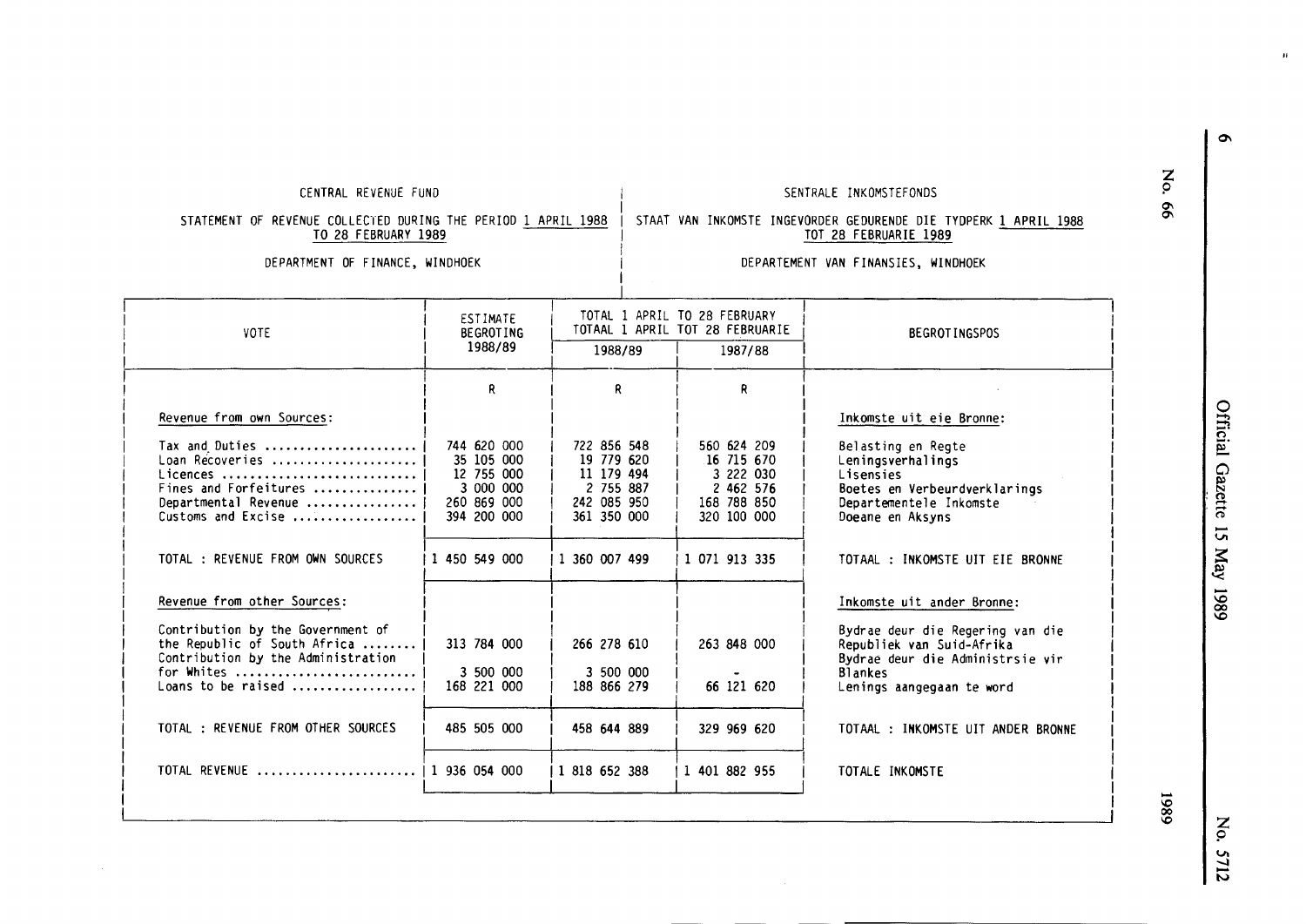CENTRAL REVENUE FUND

STATEMENT OF REVENUE COLLECTED DURING THE PERIOD 1 APRIL 1988 TO 28 FEBRUARY 1989

DEPARTMENT OF FINANCE, WINDHOEK

SENTRALE INKOMSTEFONDS

STAAT VAN INKOMSTE INGEVORDER GEDURENDE DIE TYDPERK 1 APRIL 1988 TOT 28 FEBRUARIE 1989

DEPARTEMENT VAN FINANSIES, WINDHOEK

| VOTE | ESTIMATE BEGROTING 1988/89 | TOTAL 1 APRIL TO 28 FEBRUARY TOTAAL 1 APRIL TOT 28 FEBRUARIE | | BEGROTINGSPOS |
|---|---|---|---|---|
| | | 1988/89 | 1987/88 | |
| | R | R | R | |
| Revenue from own Sources: | | | | Inkomste uit eie Bronne: |
| Tax and Duties | 744 620 000 | 722 856 548 | 560 624 209 | Belasting en Regte |
| Loan Recoveries | 35 105 000 | 19 779 620 | 16 715 670 | Leningsverhalings |
| Licences | 12 755 000 | 11 179 494 | 3 222 030 | Lisensies |
| Fines and Forfeitures | 3 000 000 | 2 755 887 | 2 462 576 | Boetes en Verbeurdverklarings |
| Departmental Revenue | 260 869 000 | 242 085 950 | 168 788 850 | Departementele Inkomste |
| Customs and Excise | 394 200 000 | 361 350 000 | 320 100 000 | Doeane en Aksyns |
| TOTAL : REVENUE FROM OWN SOURCES | 1 450 549 000 | 1 360 007 499 | 1 071 913 335 | TOTAAL : INKOMSTE UIT EIE BRONNE |
| Revenue from other Sources: | | | | Inkomste uit ander Bronne: |
| Contribution by the Government of the Republic of South Africa | 313 784 000 | 266 278 610 | 263 848 000 | Bydrae deur die Regering van die Republiek van Suid-Afrika |
| Contribution by the Administration for Whites | 3 500 000 | 3 500 000 | - | Bydrae deur die Administrsie vir Blankes |
| Loans to be raised | 168 221 000 | 188 866 279 | 66 121 620 | Lenings aangegaan te word |
| TOTAL : REVENUE FROM OTHER SOURCES | 485 505 000 | 458 644 889 | 329 969 620 | TOTAAL : INKOMSTE UIT ANDER BRONNE |
| TOTAL REVENUE | 1 936 054 000 | 1 818 652 388 | 1 401 882 955 | TOTALE INKOMSTE |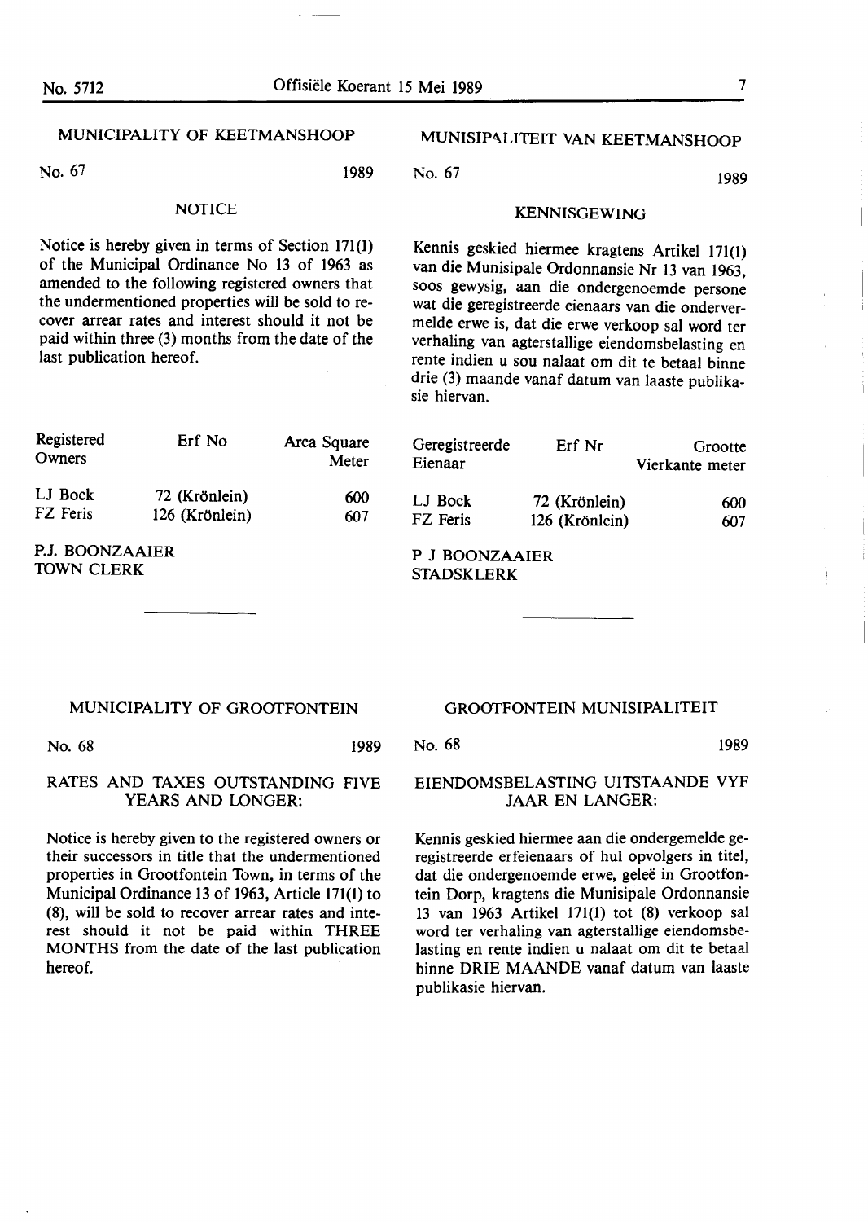## MUNICIPALITY OF KEETMANSHOOP

No. 67 1989

### NOTICE

Notice is hereby given in terms of Section 171(1) of the Municipal Ordinance No 13 of 1963 as amended to the following registered owners that the undermentioned properties will be sold to recover arrear rates and interest should it not be paid within three (3) months from the date of the last publication hereof.

| Registered Owners | Erf No | Area Square Meter |
|---|---|---|
| LJ Bock | 72 (Krönlein) | 600 |
| FZ Feris | 126 (Krönlein) | 607 |

P.J. BOONZAAIER
TOWN CLERK

## MUNISIPALITEIT VAN KEETMANSHOOP

No. 67 1989

### KENNISGEWING

Kennis geskied hiermee kragtens Artikel 171(1) van die Munisipale Ordonnansie Nr 13 van 1963, soos gewysig, aan die ondergenoemde persone wat die geregistreerde eienaars van die ondervermelde erwe is, dat die erwe verkoop sal word ter verhaling van agterstallige eiendomsbelasting en rente indien u sou nalaat om dit te betaal binne drie (3) maande vanaf datum van laaste publikasie hiervan.

| Geregistreerde Eienaar | Erf Nr | Grootte Vierkante meter |
|---|---|---|
| LJ Bock | 72 (Krönlein) | 600 |
| FZ Feris | 126 (Krönlein) | 607 |

P J BOONZAAIER
STADSKLERK

## MUNICIPALITY OF GROOTFONTEIN

No. 68 1989

### RATES AND TAXES OUTSTANDING FIVE YEARS AND LONGER:

Notice is hereby given to the registered owners or their successors in title that the undermentioned properties in Grootfontein Town, in terms of the Municipal Ordinance 13 of 1963, Article 171(1) to (8), will be sold to recover arrear rates and interest should it not be paid within THREE MONTHS from the date of the last publication hereof.

## GROOTFONTEIN MUNISIPALITEIT

No. 68 1989

### EIENDOMSBELASTING UITSTAANDE VYF JAAR EN LANGER:

Kennis geskied hiermee aan die ondergemelde geregistreerde erfeienaars of hul opvolgers in titel, dat die ondergenoemde erwe, geleë in Grootfontein Dorp, kragtens die Munisipale Ordonnansie 13 van 1963 Artikel 171(1) tot (8) verkoop sal word ter verhaling van agterstallige eiendomsbelasting en rente indien u nalaat om dit te betaal binne DRIE MAANDE vanaf datum van laaste publikasie hiervan.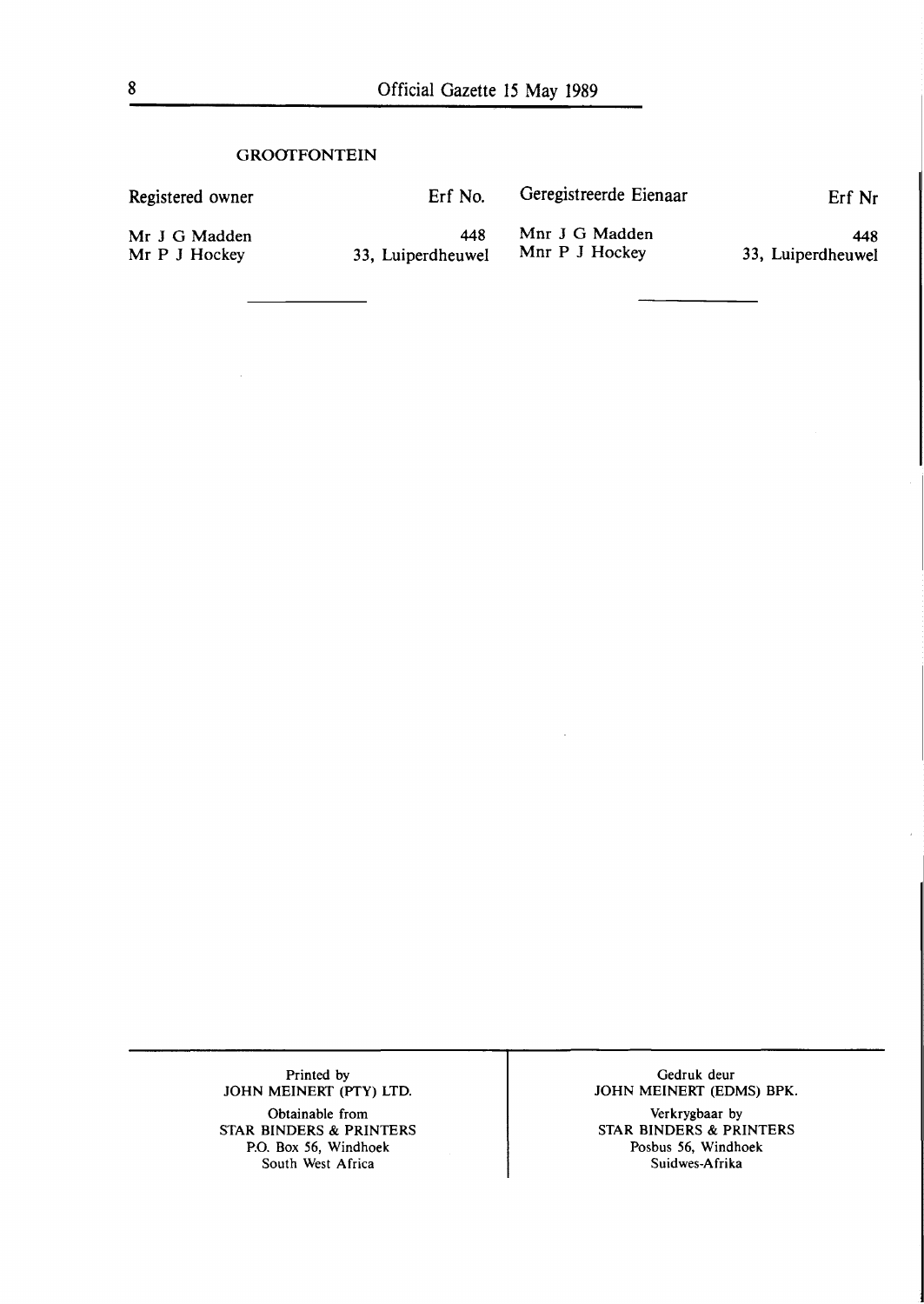### GROOTFONTEIN

| Registered owner | Erf No. | Geregistreerde Eienaar | Erf Nr |
|---|---|---|---|
| Mr J G Madden | 448 | Mnr J G Madden | 448 |
| Mr P J Hockey | 33, Luiperdheuwel | Mnr P J Hockey | 33, Luiperdheuwel |

---

Printed by
JOHN MEINERT (PTY) LTD.
Obtainable from
STAR BINDERS & PRINTERS
P.O. Box 56, Windhoek
South West Africa

Gedruk deur
JOHN MEINERT (EDMS) BPK.
Verkrygbaar by
STAR BINDERS & PRINTERS
Posbus 56, Windhoek
Suidwes-Afrika